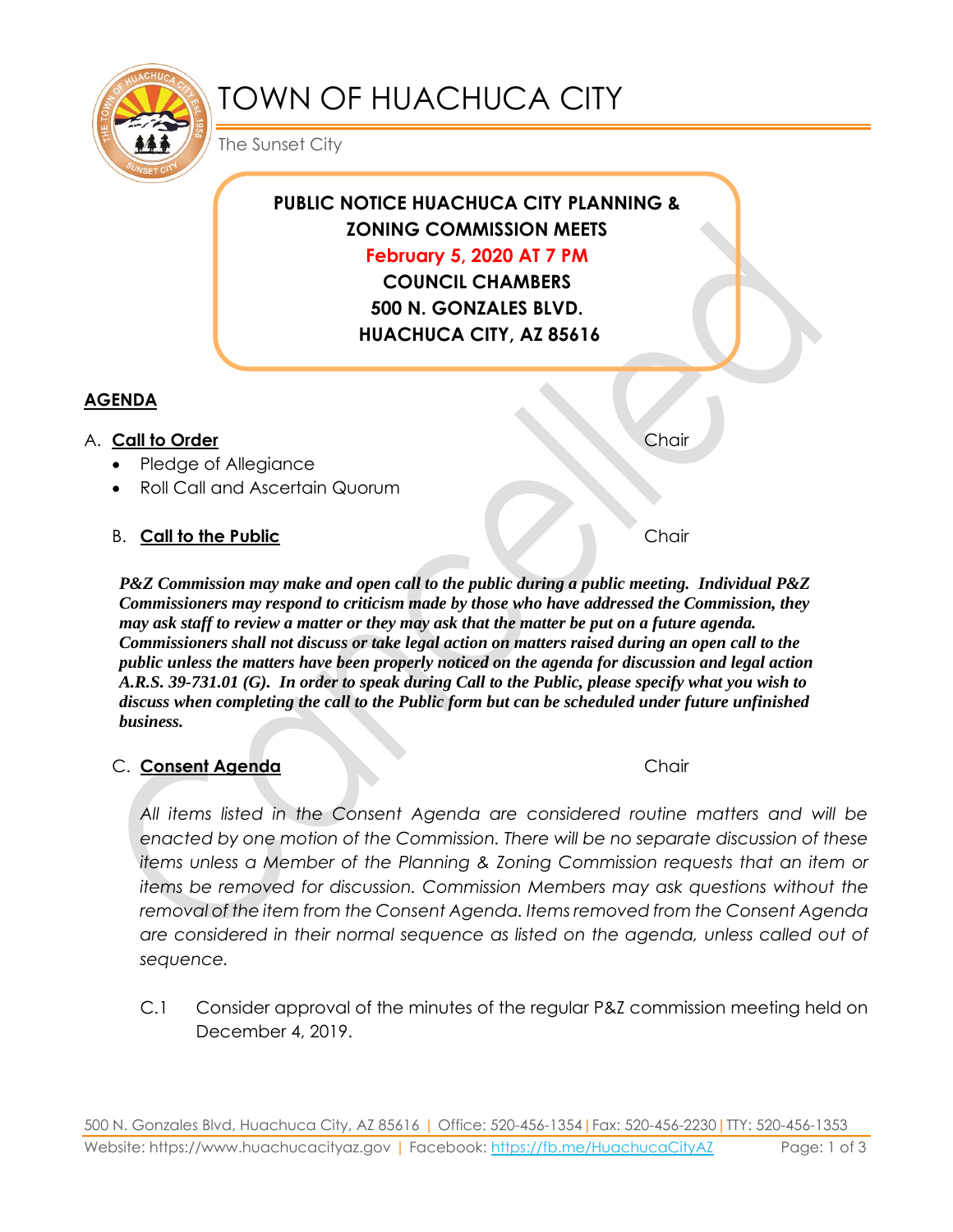# TOWN OF HUACHUCA CITY

The Sunset City

**PUBLIC NOTICE HUACHUCA CITY PLANNING & ZONING COMMISSION MEETS**

**February 5, 2020 AT 7 PM**

**COUNCIL CHAMBERS**

**500 N. GONZALES BLVD.**

**HUACHUCA CITY, AZ 85616**

Cancelled

## AGENDA

A. **Call to Order** Chair

- Pledge of Allegiance
- Roll Call and Ascertain Quorum

B. **Call to the Public** Chair

***P&Z Commission may make and open call to the public during a public meeting. Individual P&Z Commissioners may respond to criticism made by those who have addressed the Commission, they may ask staff to review a matter or they may ask that the matter be put on a future agenda. Commissioners shall not discuss or take legal action on matters raised during an open call to the public unless the matters have been properly noticed on the agenda for discussion and legal action A.R.S. 39-731.01 (G). In order to speak during Call to the Public, please specify what you wish to discuss when completing the call to the Public form but can be scheduled under future unfinished business.***

C. **Consent Agenda** Chair

*All items listed in the Consent Agenda are considered routine matters and will be enacted by one motion of the Commission. There will be no separate discussion of these items unless a Member of the Planning & Zoning Commission requests that an item or items be removed for discussion. Commission Members may ask questions without the removal of the item from the Consent Agenda. Items removed from the Consent Agenda are considered in their normal sequence as listed on the agenda, unless called out of sequence.*

C.1 Consider approval of the minutes of the regular P&Z commission meeting held on December 4, 2019.

500 N. Gonzales Blvd, Huachuca City, AZ 85616 | Office: 520-456-1354 | Fax: 520-456-2230 | TTY: 520-456-1353
Website: https://www.huachucacityaz.gov | Facebook: https://fb.me/HuachucaCityAZ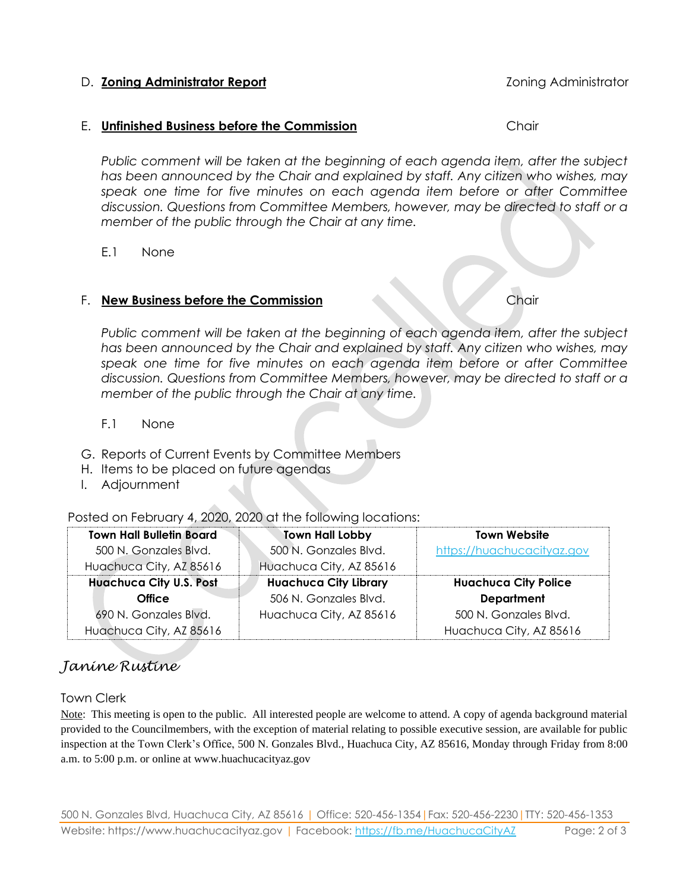D. **Zoning Administrator Report** Zoning Administrator

E. **Unfinished Business before the Commission** Chair

*Public comment will be taken at the beginning of each agenda item, after the subject has been announced by the Chair and explained by staff. Any citizen who wishes, may speak one time for five minutes on each agenda item before or after Committee discussion. Questions from Committee Members, however, may be directed to staff or a member of the public through the Chair at any time.*

E.1 None

F. **New Business before the Commission** Chair

*Public comment will be taken at the beginning of each agenda item, after the subject has been announced by the Chair and explained by staff. Any citizen who wishes, may speak one time for five minutes on each agenda item before or after Committee discussion. Questions from Committee Members, however, may be directed to staff or a member of the public through the Chair at any time.*

F.1 None

G. Reports of Current Events by Committee Members
H. Items to be placed on future agendas
I. Adjournment

Posted on February 4, 2020, 2020 at the following locations:

| **Town Hall Bulletin Board**<br>500 N. Gonzales Blvd.<br>Huachuca City, AZ 85616 | **Town Hall Lobby**<br>500 N. Gonzales Blvd.<br>Huachuca City, AZ 85616 | **Town Website**<br>https://huachucacityaz.gov |
|---|---|---|
| **Huachuca City U.S. Post Office**<br>690 N. Gonzales Blvd.<br>Huachuca City, AZ 85616 | **Huachuca City Library**<br>506 N. Gonzales Blvd.<br>Huachuca City, AZ 85616 | **Huachuca City Police Department**<br>500 N. Gonzales Blvd.<br>Huachuca City, AZ 85616 |

*Janine Rustine*

Town Clerk

Note: This meeting is open to the public. All interested people are welcome to attend. A copy of agenda background material provided to the Councilmembers, with the exception of material relating to possible executive session, are available for public inspection at the Town Clerk's Office, 500 N. Gonzales Blvd., Huachuca City, AZ 85616, Monday through Friday from 8:00 a.m. to 5:00 p.m. or online at www.huachucacityaz.gov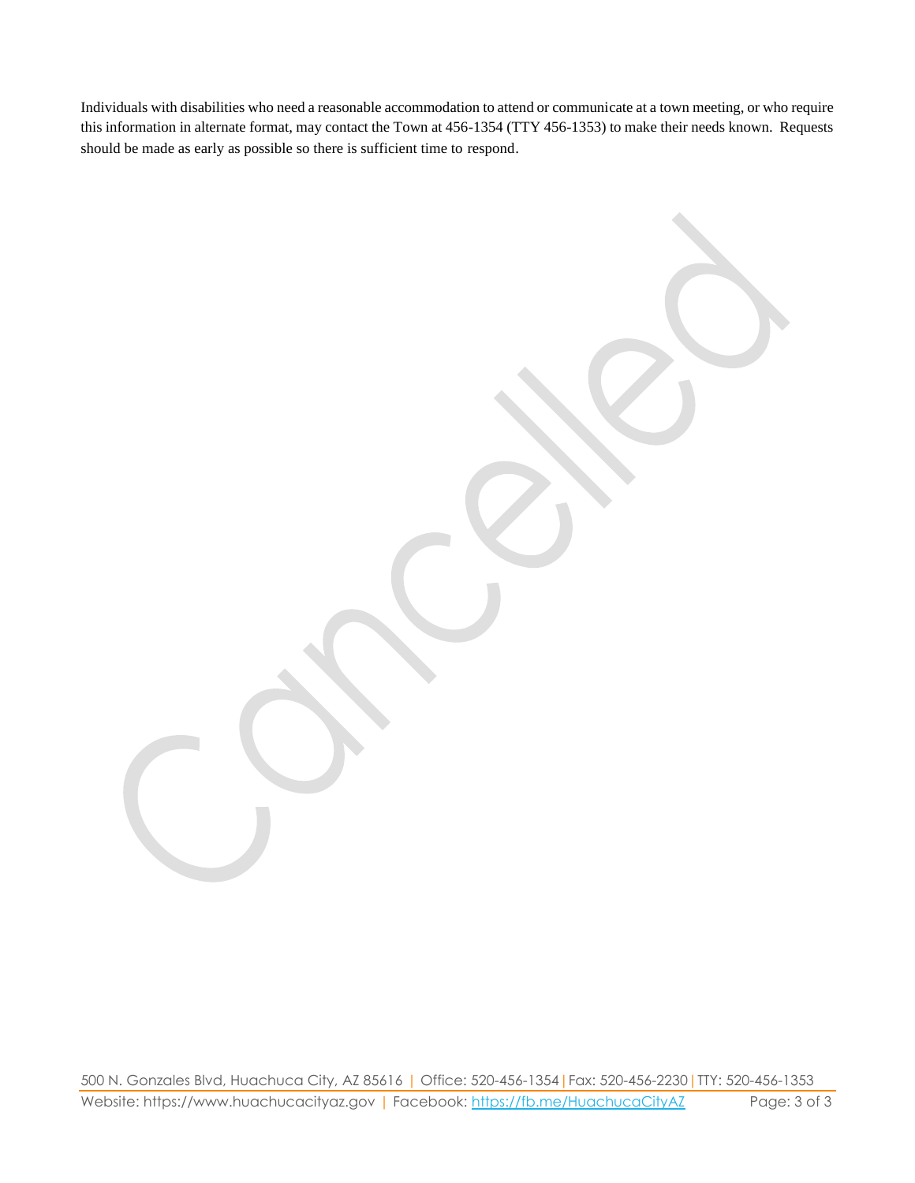Individuals with disabilities who need a reasonable accommodation to attend or communicate at a town meeting, or who require this information in alternate format, may contact the Town at 456-1354 (TTY 456-1353) to make their needs known. Requests should be made as early as possible so there is sufficient time to respond.